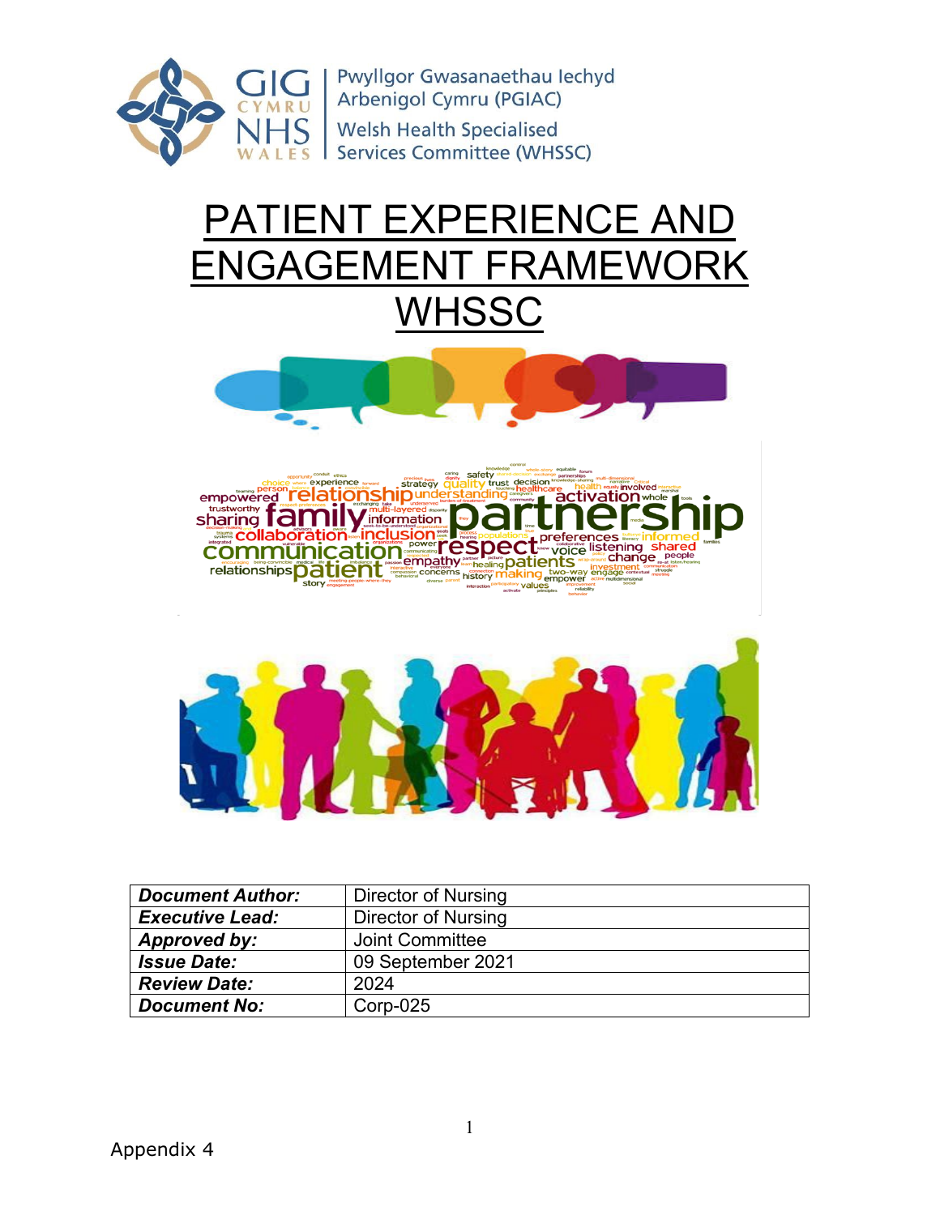Pwyllgor Gwasanaethau Iechyd Arbenigol Cymru (PGIAC)

Welsh Health Specialised Services Committee (WHSSC)

# PATIENT EXPERIENCE AND ENGAGEMENT FRAMEWORK WHSSC

| | |
|---|---|
| ***Document Author:*** | Director of Nursing |
| ***Executive Lead:*** | Director of Nursing |
| ***Approved by:*** | Joint Committee |
| ***Issue Date:*** | 09 September 2021 |
| ***Review Date:*** | 2024 |
| ***Document No:*** | Corp-025 |

Appendix 4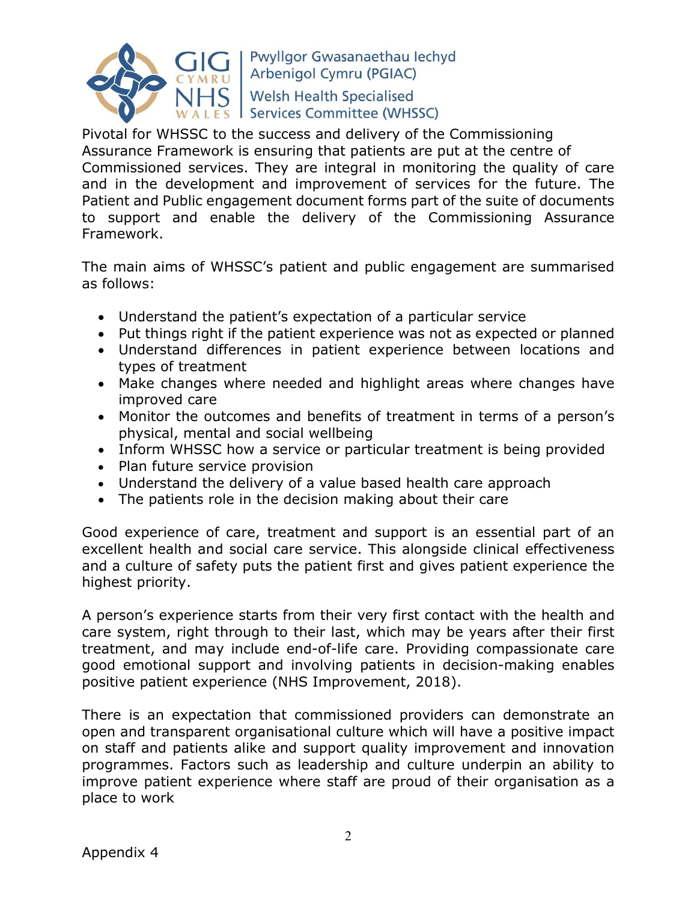Pivotal for WHSSC to the success and delivery of the Commissioning Assurance Framework is ensuring that patients are put at the centre of Commissioned services. They are integral in monitoring the quality of care and in the development and improvement of services for the future. The Patient and Public engagement document forms part of the suite of documents to support and enable the delivery of the Commissioning Assurance Framework.

The main aims of WHSSC's patient and public engagement are summarised as follows:

- Understand the patient's expectation of a particular service
- Put things right if the patient experience was not as expected or planned
- Understand differences in patient experience between locations and types of treatment
- Make changes where needed and highlight areas where changes have improved care
- Monitor the outcomes and benefits of treatment in terms of a person's physical, mental and social wellbeing
- Inform WHSSC how a service or particular treatment is being provided
- Plan future service provision
- Understand the delivery of a value based health care approach
- The patients role in the decision making about their care

Good experience of care, treatment and support is an essential part of an excellent health and social care service. This alongside clinical effectiveness and a culture of safety puts the patient first and gives patient experience the highest priority.

A person's experience starts from their very first contact with the health and care system, right through to their last, which may be years after their first treatment, and may include end-of-life care. Providing compassionate care good emotional support and involving patients in decision-making enables positive patient experience (NHS Improvement, 2018).

There is an expectation that commissioned providers can demonstrate an open and transparent organisational culture which will have a positive impact on staff and patients alike and support quality improvement and innovation programmes. Factors such as leadership and culture underpin an ability to improve patient experience where staff are proud of their organisation as a place to work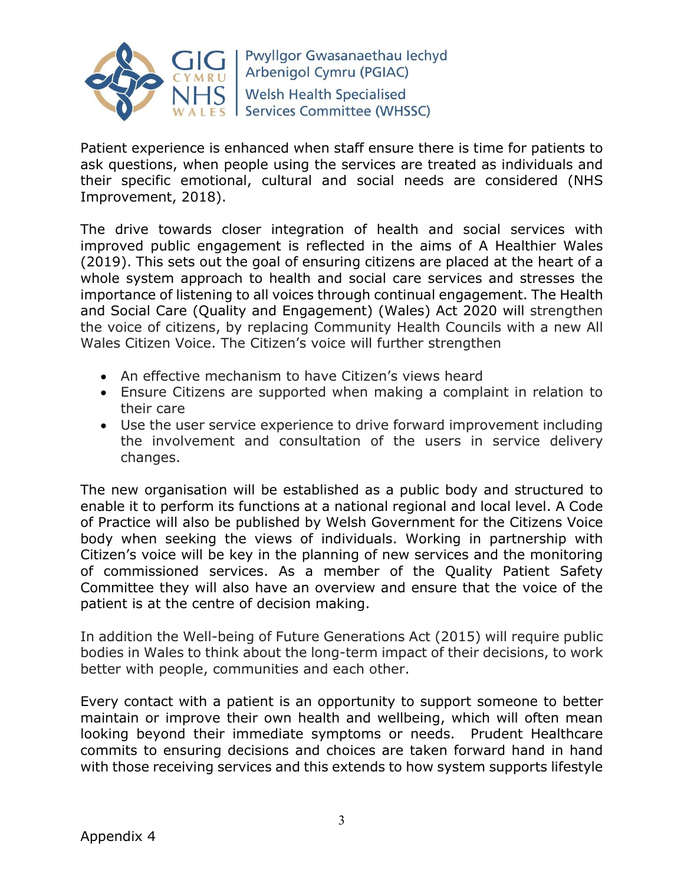Patient experience is enhanced when staff ensure there is time for patients to ask questions, when people using the services are treated as individuals and their specific emotional, cultural and social needs are considered (NHS Improvement, 2018).

The drive towards closer integration of health and social services with improved public engagement is reflected in the aims of A Healthier Wales (2019). This sets out the goal of ensuring citizens are placed at the heart of a whole system approach to health and social care services and stresses the importance of listening to all voices through continual engagement. The Health and Social Care (Quality and Engagement) (Wales) Act 2020 will strengthen the voice of citizens, by replacing Community Health Councils with a new All Wales Citizen Voice. The Citizen's voice will further strengthen

- An effective mechanism to have Citizen's views heard
- Ensure Citizens are supported when making a complaint in relation to their care
- Use the user service experience to drive forward improvement including the involvement and consultation of the users in service delivery changes.

The new organisation will be established as a public body and structured to enable it to perform its functions at a national regional and local level. A Code of Practice will also be published by Welsh Government for the Citizens Voice body when seeking the views of individuals. Working in partnership with Citizen's voice will be key in the planning of new services and the monitoring of commissioned services. As a member of the Quality Patient Safety Committee they will also have an overview and ensure that the voice of the patient is at the centre of decision making.

In addition the Well-being of Future Generations Act (2015) will require public bodies in Wales to think about the long-term impact of their decisions, to work better with people, communities and each other.

Every contact with a patient is an opportunity to support someone to better maintain or improve their own health and wellbeing, which will often mean looking beyond their immediate symptoms or needs. Prudent Healthcare commits to ensuring decisions and choices are taken forward hand in hand with those receiving services and this extends to how system supports lifestyle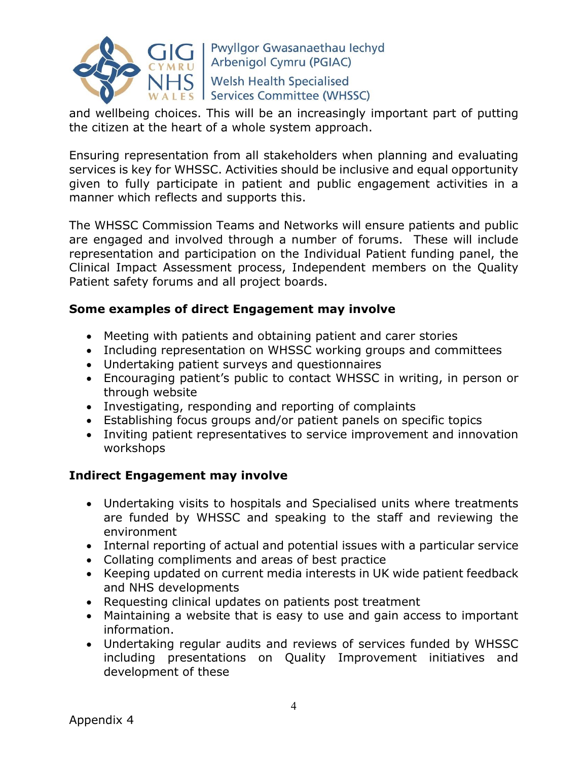and wellbeing choices. This will be an increasingly important part of putting the citizen at the heart of a whole system approach.

Ensuring representation from all stakeholders when planning and evaluating services is key for WHSSC. Activities should be inclusive and equal opportunity given to fully participate in patient and public engagement activities in a manner which reflects and supports this.

The WHSSC Commission Teams and Networks will ensure patients and public are engaged and involved through a number of forums. These will include representation and participation on the Individual Patient funding panel, the Clinical Impact Assessment process, Independent members on the Quality Patient safety forums and all project boards.

**Some examples of direct Engagement may involve**

- Meeting with patients and obtaining patient and carer stories
- Including representation on WHSSC working groups and committees
- Undertaking patient surveys and questionnaires
- Encouraging patient's public to contact WHSSC in writing, in person or through website
- Investigating, responding and reporting of complaints
- Establishing focus groups and/or patient panels on specific topics
- Inviting patient representatives to service improvement and innovation workshops

**Indirect Engagement may involve**

- Undertaking visits to hospitals and Specialised units where treatments are funded by WHSSC and speaking to the staff and reviewing the environment
- Internal reporting of actual and potential issues with a particular service
- Collating compliments and areas of best practice
- Keeping updated on current media interests in UK wide patient feedback and NHS developments
- Requesting clinical updates on patients post treatment
- Maintaining a website that is easy to use and gain access to important information.
- Undertaking regular audits and reviews of services funded by WHSSC including presentations on Quality Improvement initiatives and development of these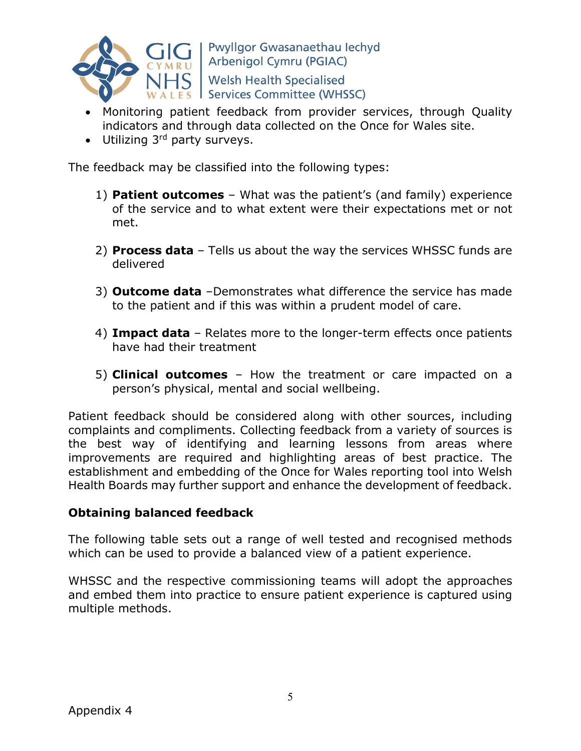- Monitoring patient feedback from provider services, through Quality indicators and through data collected on the Once for Wales site.
- Utilizing 3rd party surveys.

The feedback may be classified into the following types:

1) **Patient outcomes** – What was the patient's (and family) experience of the service and to what extent were their expectations met or not met.

2) **Process data** – Tells us about the way the services WHSSC funds are delivered

3) **Outcome data** –Demonstrates what difference the service has made to the patient and if this was within a prudent model of care.

4) **Impact data** – Relates more to the longer-term effects once patients have had their treatment

5) **Clinical outcomes** – How the treatment or care impacted on a person's physical, mental and social wellbeing.

Patient feedback should be considered along with other sources, including complaints and compliments. Collecting feedback from a variety of sources is the best way of identifying and learning lessons from areas where improvements are required and highlighting areas of best practice. The establishment and embedding of the Once for Wales reporting tool into Welsh Health Boards may further support and enhance the development of feedback.

**Obtaining balanced feedback**

The following table sets out a range of well tested and recognised methods which can be used to provide a balanced view of a patient experience.

WHSSC and the respective commissioning teams will adopt the approaches and embed them into practice to ensure patient experience is captured using multiple methods.

Appendix 4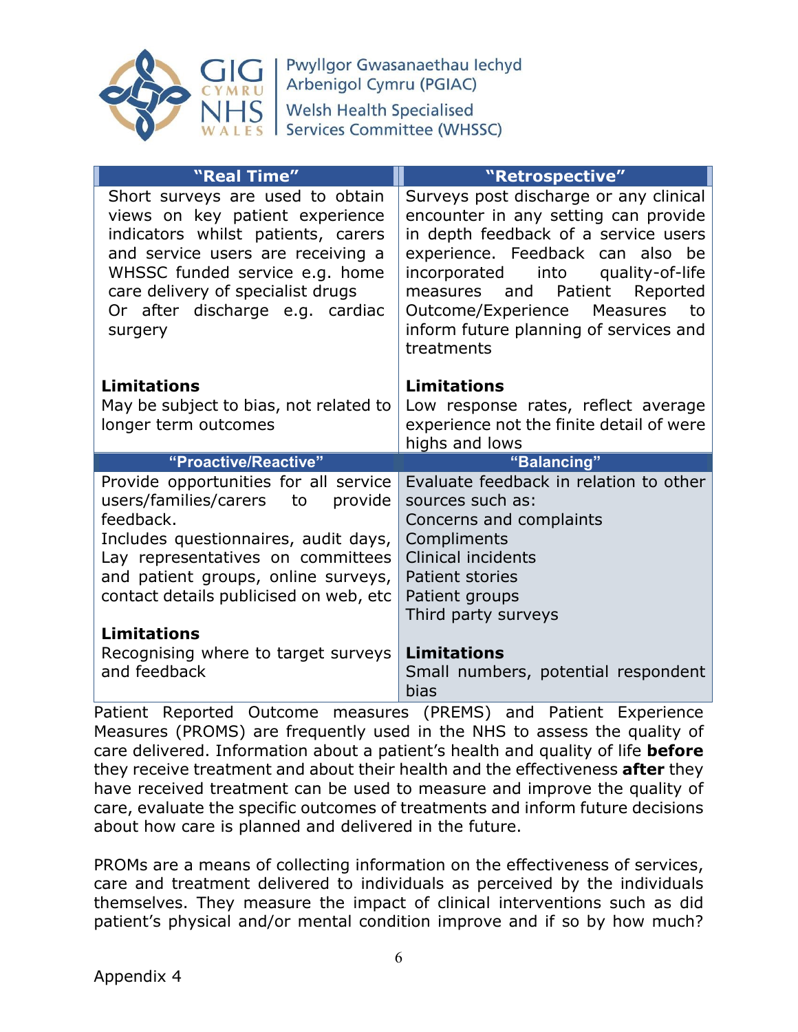| "Real Time" | "Retrospective" |
|---|---|
| Short surveys are used to obtain views on key patient experience indicators whilst patients, carers and service users are receiving a WHSSC funded service e.g. home care delivery of specialist drugs Or after discharge e.g. cardiac surgery<br><br>**Limitations**<br>May be subject to bias, not related to longer term outcomes | Surveys post discharge or any clinical encounter in any setting can provide in depth feedback of a service users experience. Feedback can also be incorporated into quality-of-life measures and Patient Reported Outcome/Experience Measures to inform future planning of services and treatments<br><br>**Limitations**<br>Low response rates, reflect average experience not the finite detail of were highs and lows |
| **"Proactive/Reactive"** | **"Balancing"** |
| Provide opportunities for all service users/families/carers to provide feedback.<br>Includes questionnaires, audit days, Lay representatives on committees and patient groups, online surveys, contact details publicised on web, etc<br><br>**Limitations**<br>Recognising where to target surveys and feedback | Evaluate feedback in relation to other sources such as:<br>Concerns and complaints<br>Compliments<br>Clinical incidents<br>Patient stories<br>Patient groups<br>Third party surveys<br><br>**Limitations**<br>Small numbers, potential respondent bias |

Patient Reported Outcome measures (PREMS) and Patient Experience Measures (PROMS) are frequently used in the NHS to assess the quality of care delivered. Information about a patient's health and quality of life **before** they receive treatment and about their health and the effectiveness **after** they have received treatment can be used to measure and improve the quality of care, evaluate the specific outcomes of treatments and inform future decisions about how care is planned and delivered in the future.

PROMs are a means of collecting information on the effectiveness of services, care and treatment delivered to individuals as perceived by the individuals themselves. They measure the impact of clinical interventions such as did patient's physical and/or mental condition improve and if so by how much?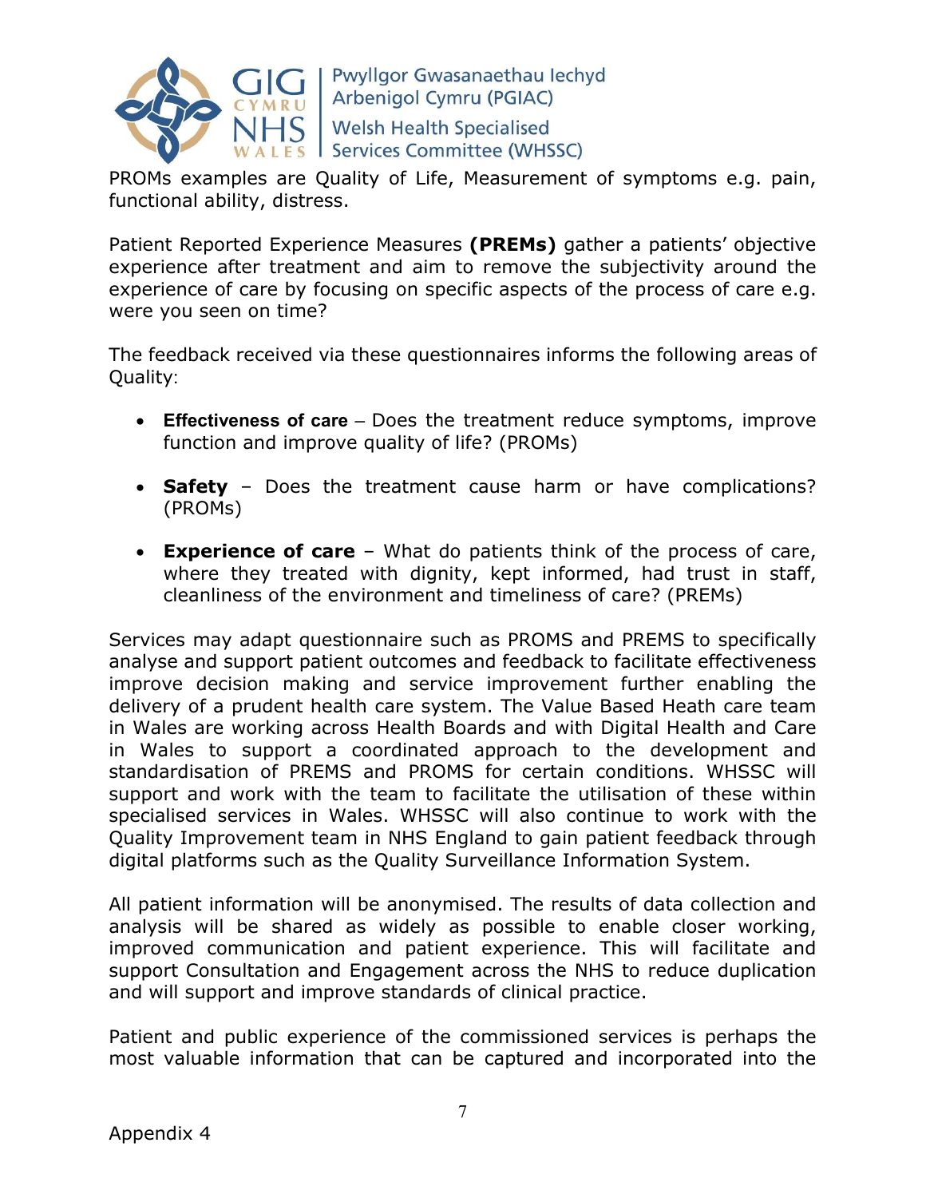PROMs examples are Quality of Life, Measurement of symptoms e.g. pain, functional ability, distress.

Patient Reported Experience Measures **(PREMs)** gather a patients' objective experience after treatment and aim to remove the subjectivity around the experience of care by focusing on specific aspects of the process of care e.g. were you seen on time?

The feedback received via these questionnaires informs the following areas of Quality:

- **Effectiveness of care** – Does the treatment reduce symptoms, improve function and improve quality of life? (PROMs)
- **Safety** – Does the treatment cause harm or have complications? (PROMs)
- **Experience of care** – What do patients think of the process of care, where they treated with dignity, kept informed, had trust in staff, cleanliness of the environment and timeliness of care? (PREMs)

Services may adapt questionnaire such as PROMS and PREMS to specifically analyse and support patient outcomes and feedback to facilitate effectiveness improve decision making and service improvement further enabling the delivery of a prudent health care system. The Value Based Heath care team in Wales are working across Health Boards and with Digital Health and Care in Wales to support a coordinated approach to the development and standardisation of PREMS and PROMS for certain conditions. WHSSC will support and work with the team to facilitate the utilisation of these within specialised services in Wales. WHSSC will also continue to work with the Quality Improvement team in NHS England to gain patient feedback through digital platforms such as the Quality Surveillance Information System.

All patient information will be anonymised. The results of data collection and analysis will be shared as widely as possible to enable closer working, improved communication and patient experience. This will facilitate and support Consultation and Engagement across the NHS to reduce duplication and will support and improve standards of clinical practice.

Patient and public experience of the commissioned services is perhaps the most valuable information that can be captured and incorporated into the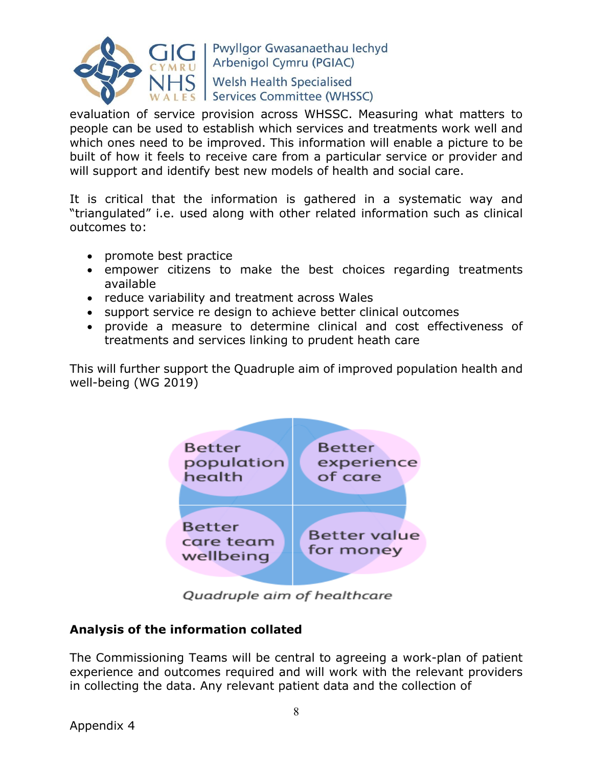evaluation of service provision across WHSSC. Measuring what matters to people can be used to establish which services and treatments work well and which ones need to be improved. This information will enable a picture to be built of how it feels to receive care from a particular service or provider and will support and identify best new models of health and social care.

It is critical that the information is gathered in a systematic way and "triangulated" i.e. used along with other related information such as clinical outcomes to:

- promote best practice
- empower citizens to make the best choices regarding treatments available
- reduce variability and treatment across Wales
- support service re design to achieve better clinical outcomes
- provide a measure to determine clinical and cost effectiveness of treatments and services linking to prudent heath care

This will further support the Quadruple aim of improved population health and well-being (WG 2019)

Better population health | Better experience of care | Better care team wellbeing | Better value for money

*Quadruple aim of healthcare*

**Analysis of the information collated**

The Commissioning Teams will be central to agreeing a work-plan of patient experience and outcomes required and will work with the relevant providers in collecting the data. Any relevant patient data and the collection of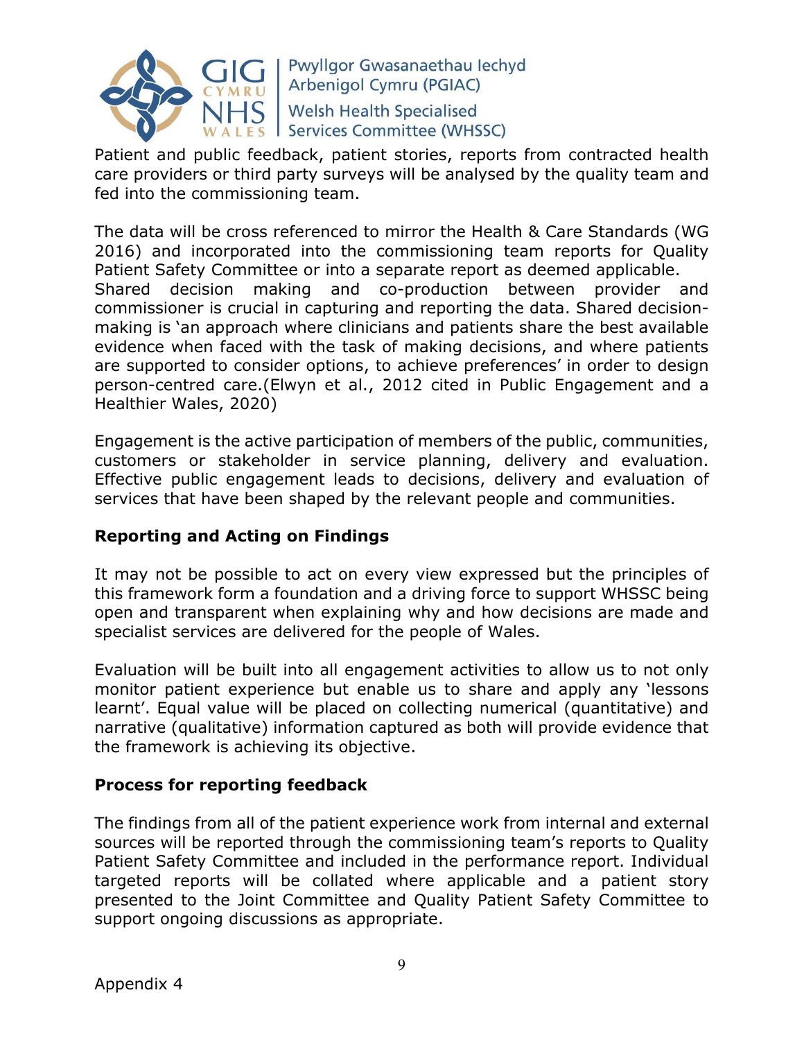Patient and public feedback, patient stories, reports from contracted health care providers or third party surveys will be analysed by the quality team and fed into the commissioning team.

The data will be cross referenced to mirror the Health & Care Standards (WG 2016) and incorporated into the commissioning team reports for Quality Patient Safety Committee or into a separate report as deemed applicable. Shared decision making and co-production between provider and commissioner is crucial in capturing and reporting the data. Shared decision-making is 'an approach where clinicians and patients share the best available evidence when faced with the task of making decisions, and where patients are supported to consider options, to achieve preferences' in order to design person-centred care.(Elwyn et al., 2012 cited in Public Engagement and a Healthier Wales, 2020)

Engagement is the active participation of members of the public, communities, customers or stakeholder in service planning, delivery and evaluation. Effective public engagement leads to decisions, delivery and evaluation of services that have been shaped by the relevant people and communities.

**Reporting and Acting on Findings**

It may not be possible to act on every view expressed but the principles of this framework form a foundation and a driving force to support WHSSC being open and transparent when explaining why and how decisions are made and specialist services are delivered for the people of Wales.

Evaluation will be built into all engagement activities to allow us to not only monitor patient experience but enable us to share and apply any 'lessons learnt'. Equal value will be placed on collecting numerical (quantitative) and narrative (qualitative) information captured as both will provide evidence that the framework is achieving its objective.

**Process for reporting feedback**

The findings from all of the patient experience work from internal and external sources will be reported through the commissioning team's reports to Quality Patient Safety Committee and included in the performance report. Individual targeted reports will be collated where applicable and a patient story presented to the Joint Committee and Quality Patient Safety Committee to support ongoing discussions as appropriate.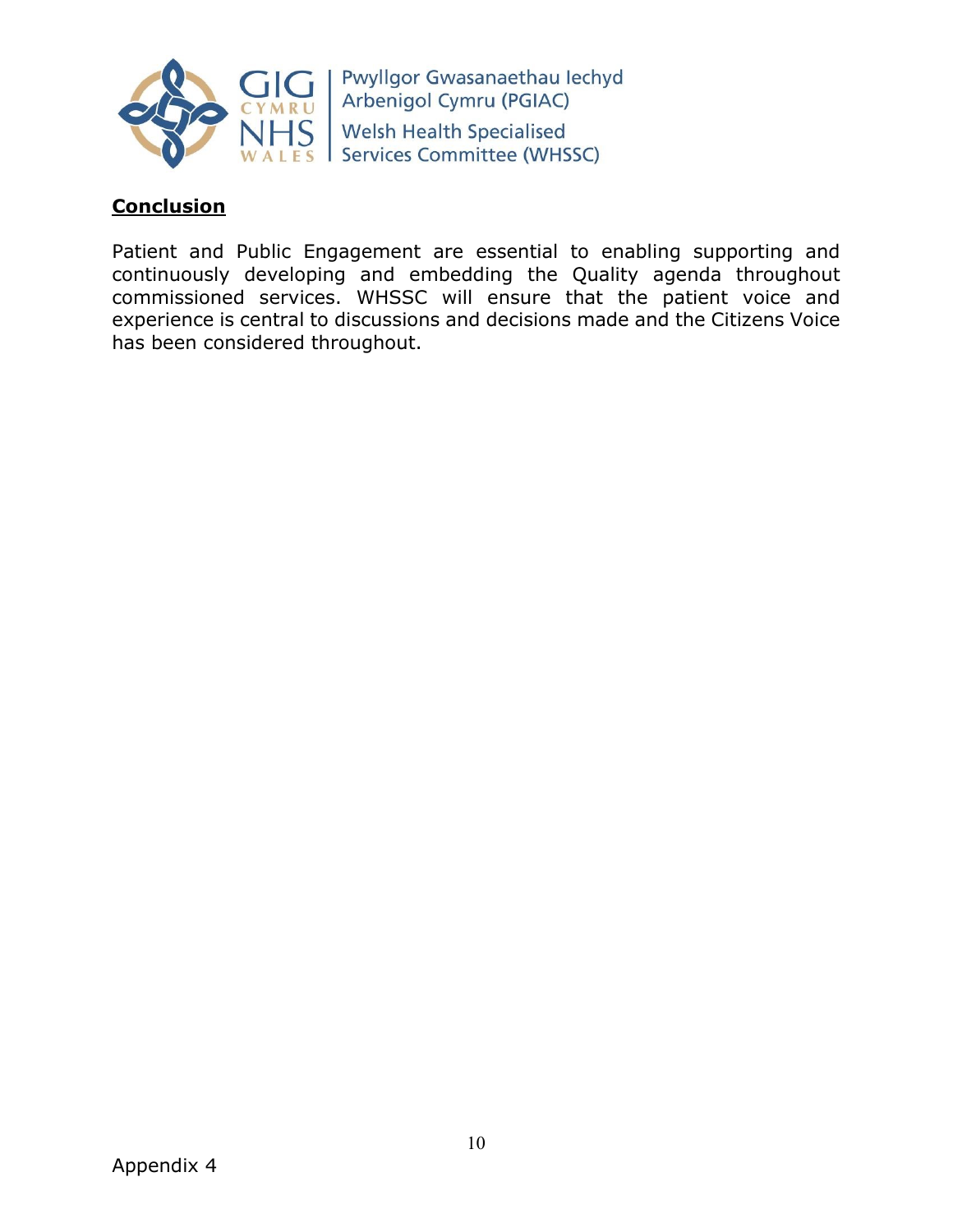## Conclusion

Patient and Public Engagement are essential to enabling supporting and continuously developing and embedding the Quality agenda throughout commissioned services. WHSSC will ensure that the patient voice and experience is central to discussions and decisions made and the Citizens Voice has been considered throughout.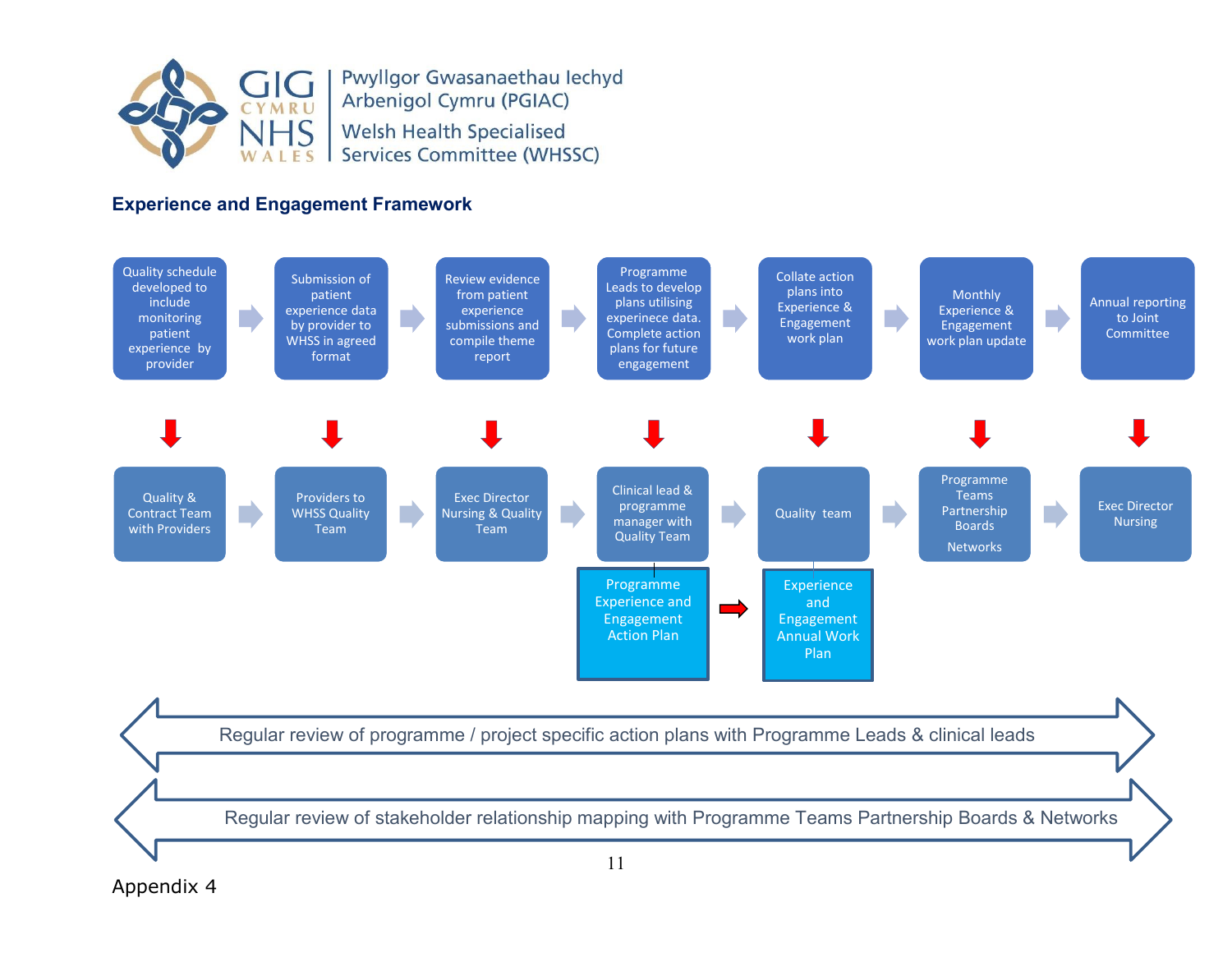Pwyllgor Gwasanaethau Iechyd Arbenigol Cymru (PGIAC)

Welsh Health Specialised Services Committee (WHSSC)

**Experience and Engagement Framework**

Quality schedule developed to include monitoring patient experience by provider

Submission of patient experience data by provider to WHSS in agreed format

Review evidence from patient experience submissions and compile theme report

Programme Leads to develop plans utilising experinece data. Complete action plans for future engagement

Collate action plans into Experience & Engagement work plan

Monthly Experience & Engagement work plan update

Annual reporting to Joint Committee

Quality & Contract Team with Providers

Providers to WHSS Quality Team

Exec Director Nursing & Quality Team

Clinical lead & programme manager with Quality Team

Quality team

Programme Teams Partnership Boards

Networks

Exec Director Nursing

Programme Experience and Engagement Action Plan

Experience and Engagement Annual Work Plan

Regular review of programme / project specific action plans with Programme Leads & clinical leads

Regular review of stakeholder relationship mapping with Programme Teams Partnership Boards & Networks

Appendix 4